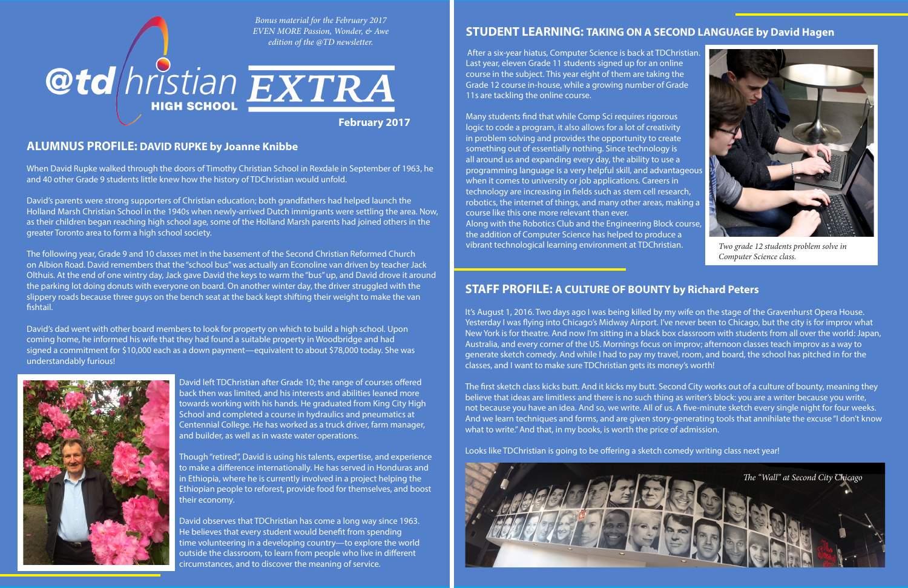*Bonus material for the February 2017 EVEN MORE Passion, Wonder, & Awe edition of the @TD newsletter.*

# @tdchristian HIGH SCHOOL EXTRA

**February 2017**

## ALUMNUS PROFILE: DAVID RUPKE by Joanne Knibbe

When David Rupke walked through the doors of Timothy Christian School in Rexdale in September of 1963, he and 40 other Grade 9 students little knew how the history of TDChristian would unfold.

David's parents were strong supporters of Christian education; both grandfathers had helped launch the Holland Marsh Christian School in the 1940s when newly-arrived Dutch immigrants were settling the area. Now, as their children began reaching high school age, some of the Holland Marsh parents had joined others in the greater Toronto area to form a high school society.

The following year, Grade 9 and 10 classes met in the basement of the Second Christian Reformed Church on Albion Road. David remembers that the "school bus" was actually an Econoline van driven by teacher Jack Olthuis. At the end of one wintry day, Jack gave David the keys to warm the "bus" up, and David drove it around the parking lot doing donuts with everyone on board. On another winter day, the driver struggled with the slippery roads because three guys on the bench seat at the back kept shifting their weight to make the van fishtail.

David's dad went with other board members to look for property on which to build a high school. Upon coming home, he informed his wife that they had found a suitable property in Woodbridge and had signed a commitment for $10,000 each as a down payment—equivalent to about $78,000 today. She was understandably furious!

David left TDChristian after Grade 10; the range of courses offered back then was limited, and his interests and abilities leaned more towards working with his hands. He graduated from King City High School and completed a course in hydraulics and pneumatics at Centennial College. He has worked as a truck driver, farm manager, and builder, as well as in waste water operations.

Though "retired", David is using his talents, expertise, and experience to make a difference internationally. He has served in Honduras and in Ethiopia, where he is currently involved in a project helping the Ethiopian people to reforest, provide food for themselves, and boost their economy.

David observes that TDChristian has come a long way since 1963. He believes that every student would benefit from spending time volunteering in a developing country—to explore the world outside the classroom, to learn from people who live in different circumstances, and to discover the meaning of service.

## STUDENT LEARNING: TAKING ON A SECOND LANGUAGE by David Hagen

After a six-year hiatus, Computer Science is back at TDChristian. Last year, eleven Grade 11 students signed up for an online course in the subject. This year eight of them are taking the Grade 12 course in-house, while a growing number of Grade 11s are tackling the online course.

Many students find that while Comp Sci requires rigorous logic to code a program, it also allows for a lot of creativity in problem solving and provides the opportunity to create something out of essentially nothing. Since technology is all around us and expanding every day, the ability to use a programming language is a very helpful skill, and advantageous when it comes to university or job applications. Careers in technology are increasing in fields such as stem cell research, robotics, the internet of things, and many other areas, making a course like this one more relevant than ever.
Along with the Robotics Club and the Engineering Block course, the addition of Computer Science has helped to produce a vibrant technological learning environment at TDChristian.

*Two grade 12 students problem solve in Computer Science class.*

## STAFF PROFILE: A CULTURE OF BOUNTY by Richard Peters

It's August 1, 2016. Two days ago I was being killed by my wife on the stage of the Gravenhurst Opera House. Yesterday I was flying into Chicago's Midway Airport. I've never been to Chicago, but the city is for improv what New York is for theatre. And now I'm sitting in a black box classroom with students from all over the world: Japan, Australia, and every corner of the US. Mornings focus on improv; afternoon classes teach improv as a way to generate sketch comedy. And while I had to pay my travel, room, and board, the school has pitched in for the classes, and I want to make sure TDChristian gets its money's worth!

The first sketch class kicks butt. And it kicks my butt. Second City works out of a culture of bounty, meaning they believe that ideas are limitless and there is no such thing as writer's block: you are a writer because you write, not because you have an idea. And so, we write. All of us. A five-minute sketch every single night for four weeks. And we learn techniques and forms, and are given story-generating tools that annihilate the excuse "I don't know what to write." And that, in my books, is worth the price of admission.

Looks like TDChristian is going to be offering a sketch comedy writing class next year!

*The "Wall" at Second City Chicago*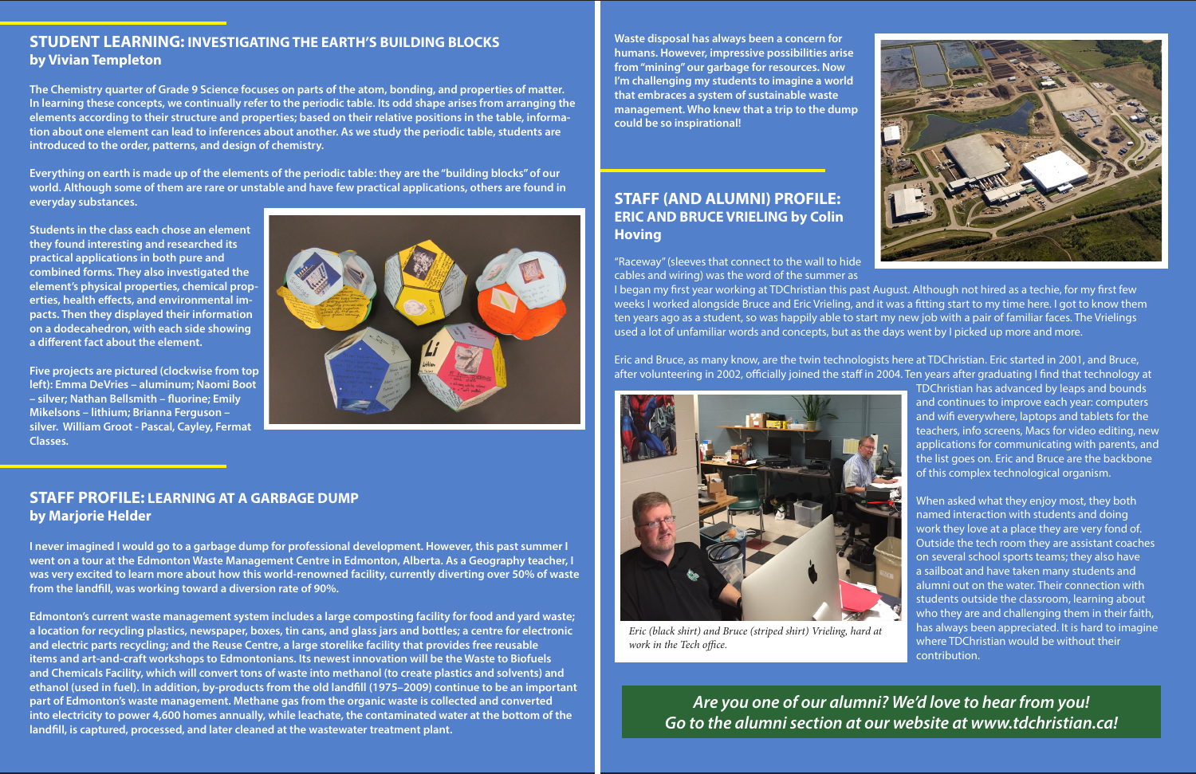## STUDENT LEARNING: INVESTIGATING THE EARTH'S BUILDING BLOCKS
**by Vivian Templeton**

**The Chemistry quarter of Grade 9 Science focuses on parts of the atom, bonding, and properties of matter. In learning these concepts, we continually refer to the periodic table. Its odd shape arises from arranging the elements according to their structure and properties; based on their relative positions in the table, information about one element can lead to inferences about another. As we study the periodic table, students are introduced to the order, patterns, and design of chemistry.**

**Everything on earth is made up of the elements of the periodic table: they are the "building blocks" of our world. Although some of them are rare or unstable and have few practical applications, others are found in everyday substances.**

**Students in the class each chose an element they found interesting and researched its practical applications in both pure and combined forms. They also investigated the element's physical properties, chemical properties, health effects, and environmental impacts. Then they displayed their information on a dodecahedron, with each side showing a different fact about the element.**

**Five projects are pictured (clockwise from top left): Emma DeVries – aluminum; Naomi Boot – silver; Nathan Bellsmith – fluorine; Emily Mikelsons – lithium; Brianna Ferguson – silver. William Groot - Pascal, Cayley, Fermat Classes.**

## STAFF PROFILE: LEARNING AT A GARBAGE DUMP
**by Marjorie Helder**

**I never imagined I would go to a garbage dump for professional development. However, this past summer I went on a tour at the Edmonton Waste Management Centre in Edmonton, Alberta. As a Geography teacher, I was very excited to learn more about how this world-renowned facility, currently diverting over 50% of waste from the landfill, was working toward a diversion rate of 90%.**

**Edmonton's current waste management system includes a large composting facility for food and yard waste; a location for recycling plastics, newspaper, boxes, tin cans, and glass jars and bottles; a centre for electronic and electric parts recycling; and the Reuse Centre, a large storelike facility that provides free reusable items and art-and-craft workshops to Edmontonians. Its newest innovation will be the Waste to Biofuels and Chemicals Facility, which will convert tons of waste into methanol (to create plastics and solvents) and ethanol (used in fuel). In addition, by-products from the old landfill (1975–2009) continue to be an important part of Edmonton's waste management. Methane gas from the organic waste is collected and converted into electricity to power 4,600 homes annually, while leachate, the contaminated water at the bottom of the landfill, is captured, processed, and later cleaned at the wastewater treatment plant.**

**Waste disposal has always been a concern for humans. However, impressive possibilities arise from "mining" our garbage for resources. Now I'm challenging my students to imagine a world that embraces a system of sustainable waste management. Who knew that a trip to the dump could be so inspirational!**

## STAFF (AND ALUMNI) PROFILE: ERIC AND BRUCE VRIELING by Colin Hoving

"Raceway" (sleeves that connect to the wall to hide cables and wiring) was the word of the summer as I began my first year working at TDChristian this past August. Although not hired as a techie, for my first few weeks I worked alongside Bruce and Eric Vrieling, and it was a fitting start to my time here. I got to know them ten years ago as a student, so was happily able to start my new job with a pair of familiar faces. The Vrielings used a lot of unfamiliar words and concepts, but as the days went by I picked up more and more.

Eric and Bruce, as many know, are the twin technologists here at TDChristian. Eric started in 2001, and Bruce, after volunteering in 2002, officially joined the staff in 2004. Ten years after graduating I find that technology at TDChristian has advanced by leaps and bounds and continues to improve each year: computers and wifi everywhere, laptops and tablets for the teachers, info screens, Macs for video editing, new applications for communicating with parents, and the list goes on. Eric and Bruce are the backbone of this complex technological organism.

*Eric (black shirt) and Bruce (striped shirt) Vrieling, hard at work in the Tech office.*

When asked what they enjoy most, they both named interaction with students and doing work they love at a place they are very fond of. Outside the tech room they are assistant coaches on several school sports teams; they also have a sailboat and have taken many students and alumni out on the water. Their connection with students outside the classroom, learning about who they are and challenging them in their faith, has always been appreciated. It is hard to imagine where TDChristian would be without their contribution.

*Are you one of our alumni? We'd love to hear from you!*
*Go to the alumni section at our website at www.tdchristian.ca!*